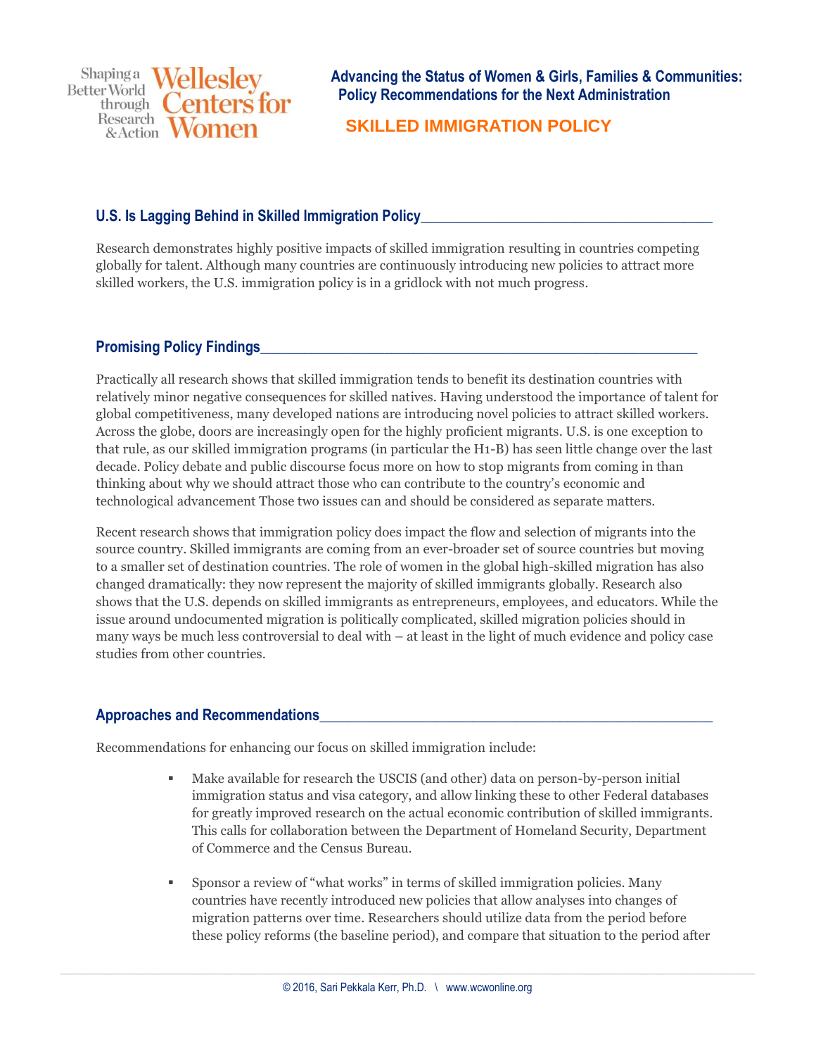Shaping a Better World through Research & Action **Wellesley Centers for Women**

**Advancing the Status of Women & Girls, Families & Communities: Policy Recommendations for the Next Administration**

# SKILLED IMMIGRATION POLICY

## U.S. Is Lagging Behind in Skilled Immigration Policy

Research demonstrates highly positive impacts of skilled immigration resulting in countries competing globally for talent. Although many countries are continuously introducing new policies to attract more skilled workers, the U.S. immigration policy is in a gridlock with not much progress.

## Promising Policy Findings

Practically all research shows that skilled immigration tends to benefit its destination countries with relatively minor negative consequences for skilled natives. Having understood the importance of talent for global competitiveness, many developed nations are introducing novel policies to attract skilled workers. Across the globe, doors are increasingly open for the highly proficient migrants. U.S. is one exception to that rule, as our skilled immigration programs (in particular the H1-B) has seen little change over the last decade. Policy debate and public discourse focus more on how to stop migrants from coming in than thinking about why we should attract those who can contribute to the country's economic and technological advancement Those two issues can and should be considered as separate matters.

Recent research shows that immigration policy does impact the flow and selection of migrants into the source country. Skilled immigrants are coming from an ever-broader set of source countries but moving to a smaller set of destination countries. The role of women in the global high-skilled migration has also changed dramatically: they now represent the majority of skilled immigrants globally. Research also shows that the U.S. depends on skilled immigrants as entrepreneurs, employees, and educators. While the issue around undocumented migration is politically complicated, skilled migration policies should in many ways be much less controversial to deal with – at least in the light of much evidence and policy case studies from other countries.

## Approaches and Recommendations

Recommendations for enhancing our focus on skilled immigration include:

- Make available for research the USCIS (and other) data on person-by-person initial immigration status and visa category, and allow linking these to other Federal databases for greatly improved research on the actual economic contribution of skilled immigrants. This calls for collaboration between the Department of Homeland Security, Department of Commerce and the Census Bureau.
- Sponsor a review of "what works" in terms of skilled immigration policies. Many countries have recently introduced new policies that allow analyses into changes of migration patterns over time. Researchers should utilize data from the period before these policy reforms (the baseline period), and compare that situation to the period after

© 2016, Sari Pekkala Kerr, Ph.D. \ www.wcwonline.org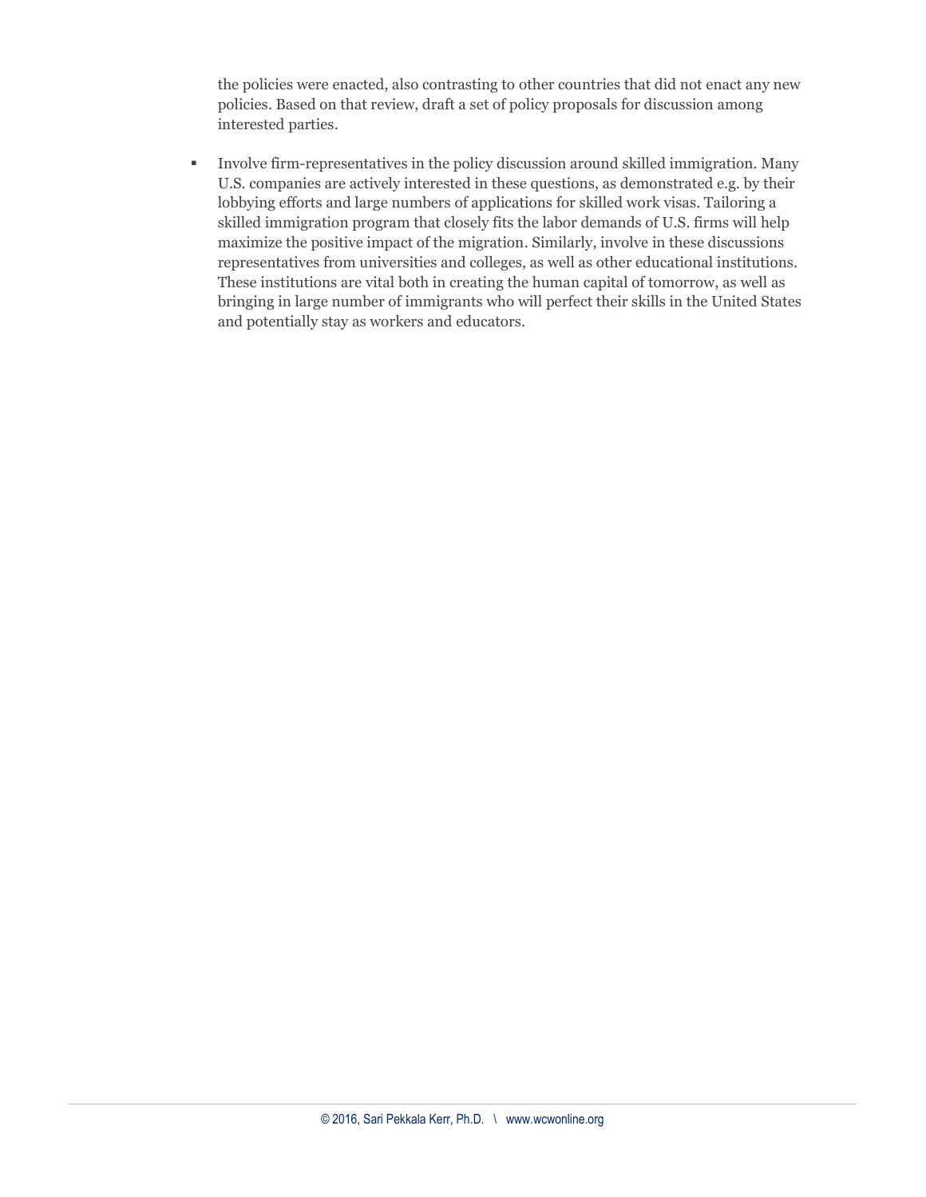the policies were enacted, also contrasting to other countries that did not enact any new policies. Based on that review, draft a set of policy proposals for discussion among interested parties.

- Involve firm-representatives in the policy discussion around skilled immigration. Many U.S. companies are actively interested in these questions, as demonstrated e.g. by their lobbying efforts and large numbers of applications for skilled work visas. Tailoring a skilled immigration program that closely fits the labor demands of U.S. firms will help maximize the positive impact of the migration. Similarly, involve in these discussions representatives from universities and colleges, as well as other educational institutions. These institutions are vital both in creating the human capital of tomorrow, as well as bringing in large number of immigrants who will perfect their skills in the United States and potentially stay as workers and educators.